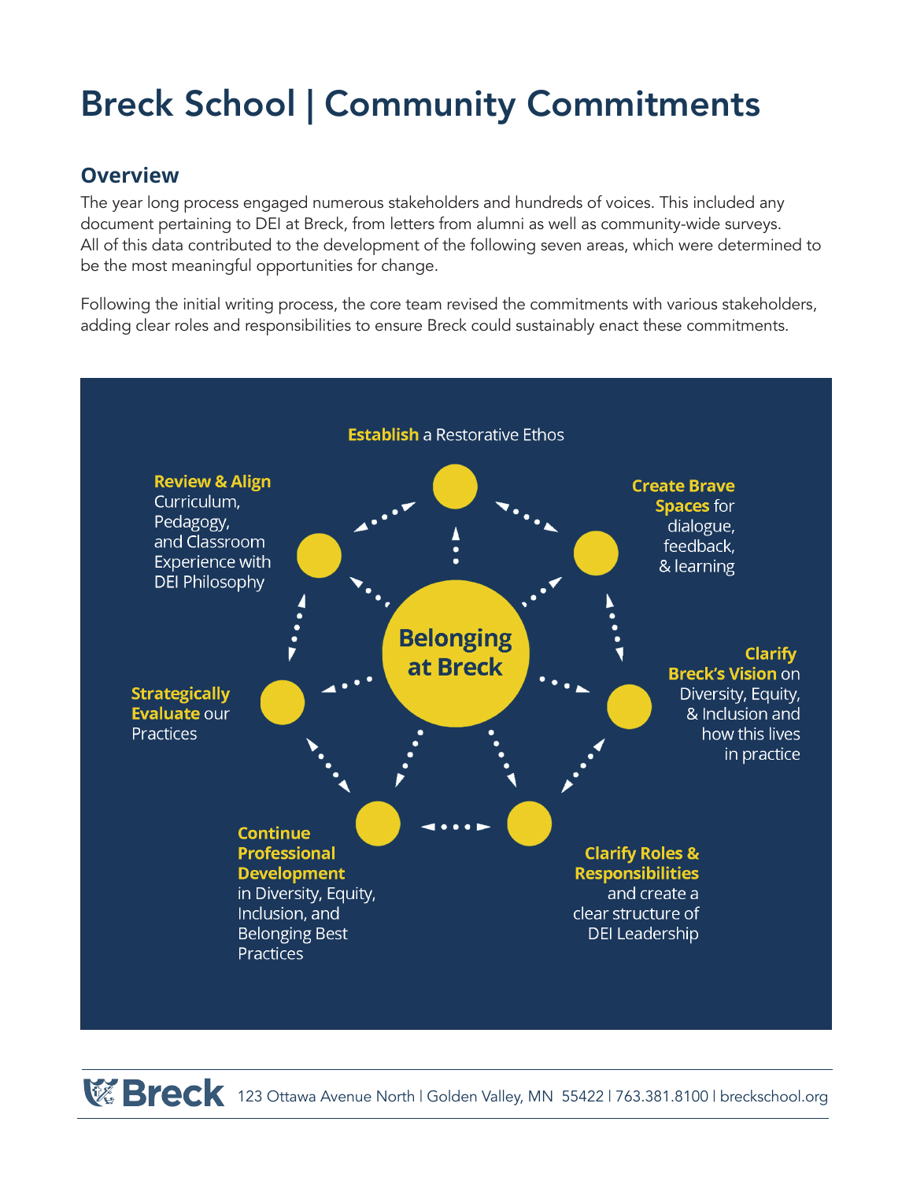# Breck School | Community Commitments

## Overview

The year long process engaged numerous stakeholders and hundreds of voices. This included any document pertaining to DEI at Breck, from letters from alumni as well as community-wide surveys. All of this data contributed to the development of the following seven areas, which were determined to be the most meaningful opportunities for change.

Following the initial writing process, the core team revised the commitments with various stakeholders, adding clear roles and responsibilities to ensure Breck could sustainably enact these commitments.

**Belonging at Breck**

- **Establish** a Restorative Ethos
- **Create Brave Spaces** for dialogue, feedback, & learning
- **Clarify Breck's Vision** on Diversity, Equity, & Inclusion and how this lives in practice
- **Clarify Roles & Responsibilities** and create a clear structure of DEI Leadership
- **Continue Professional Development** in Diversity, Equity, Inclusion, and Belonging Best Practices
- **Strategically Evaluate** our Practices
- **Review & Align** Curriculum, Pedagogy, and Classroom Experience with DEI Philosophy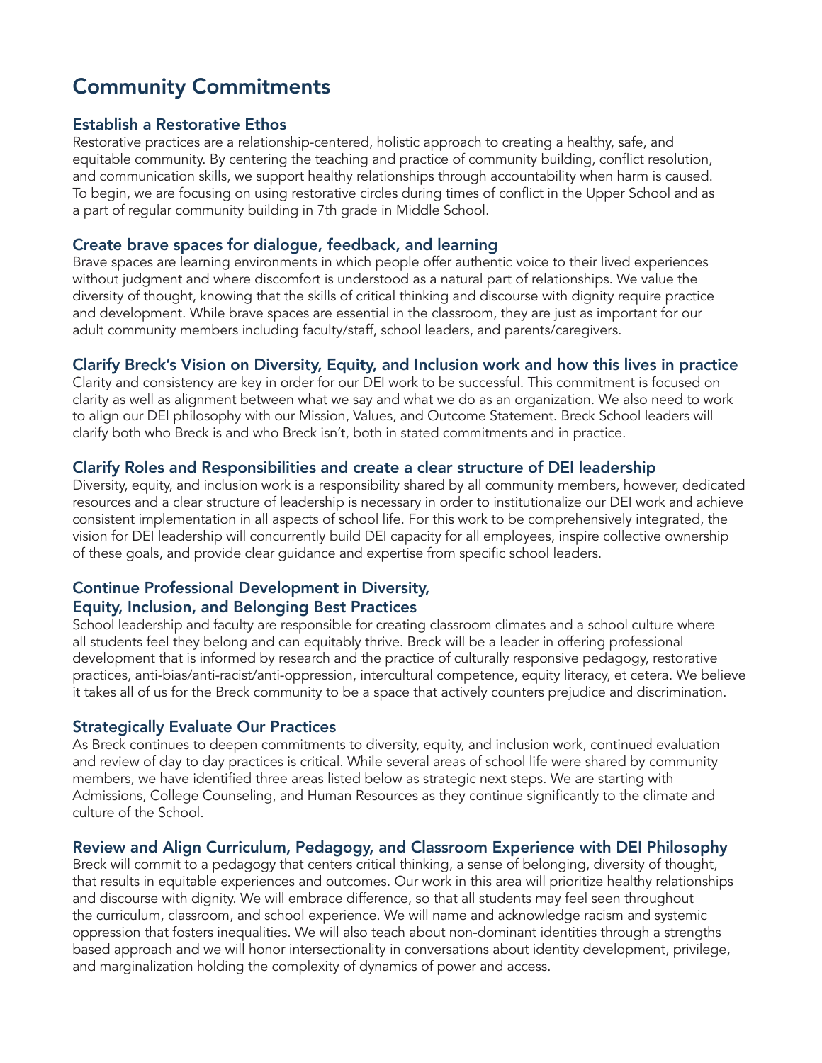# Community Commitments

## Establish a Restorative Ethos

Restorative practices are a relationship-centered, holistic approach to creating a healthy, safe, and equitable community. By centering the teaching and practice of community building, conflict resolution, and communication skills, we support healthy relationships through accountability when harm is caused. To begin, we are focusing on using restorative circles during times of conflict in the Upper School and as a part of regular community building in 7th grade in Middle School.

## Create brave spaces for dialogue, feedback, and learning

Brave spaces are learning environments in which people offer authentic voice to their lived experiences without judgment and where discomfort is understood as a natural part of relationships. We value the diversity of thought, knowing that the skills of critical thinking and discourse with dignity require practice and development. While brave spaces are essential in the classroom, they are just as important for our adult community members including faculty/staff, school leaders, and parents/caregivers.

## Clarify Breck's Vision on Diversity, Equity, and Inclusion work and how this lives in practice

Clarity and consistency are key in order for our DEI work to be successful. This commitment is focused on clarity as well as alignment between what we say and what we do as an organization. We also need to work to align our DEI philosophy with our Mission, Values, and Outcome Statement. Breck School leaders will clarify both who Breck is and who Breck isn't, both in stated commitments and in practice.

## Clarify Roles and Responsibilities and create a clear structure of DEI leadership

Diversity, equity, and inclusion work is a responsibility shared by all community members, however, dedicated resources and a clear structure of leadership is necessary in order to institutionalize our DEI work and achieve consistent implementation in all aspects of school life. For this work to be comprehensively integrated, the vision for DEI leadership will concurrently build DEI capacity for all employees, inspire collective ownership of these goals, and provide clear guidance and expertise from specific school leaders.

## Continue Professional Development in Diversity, Equity, Inclusion, and Belonging Best Practices

School leadership and faculty are responsible for creating classroom climates and a school culture where all students feel they belong and can equitably thrive. Breck will be a leader in offering professional development that is informed by research and the practice of culturally responsive pedagogy, restorative practices, anti-bias/anti-racist/anti-oppression, intercultural competence, equity literacy, et cetera. We believe it takes all of us for the Breck community to be a space that actively counters prejudice and discrimination.

## Strategically Evaluate Our Practices

As Breck continues to deepen commitments to diversity, equity, and inclusion work, continued evaluation and review of day to day practices is critical. While several areas of school life were shared by community members, we have identified three areas listed below as strategic next steps. We are starting with Admissions, College Counseling, and Human Resources as they continue significantly to the climate and culture of the School.

## Review and Align Curriculum, Pedagogy, and Classroom Experience with DEI Philosophy

Breck will commit to a pedagogy that centers critical thinking, a sense of belonging, diversity of thought, that results in equitable experiences and outcomes. Our work in this area will prioritize healthy relationships and discourse with dignity. We will embrace difference, so that all students may feel seen throughout the curriculum, classroom, and school experience. We will name and acknowledge racism and systemic oppression that fosters inequalities. We will also teach about non-dominant identities through a strengths based approach and we will honor intersectionality in conversations about identity development, privilege, and marginalization holding the complexity of dynamics of power and access.